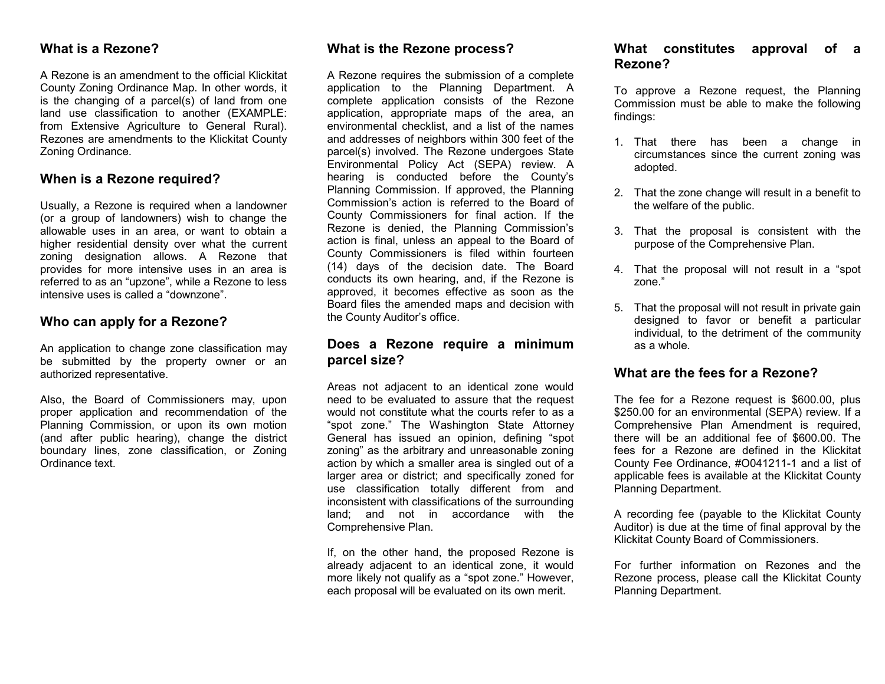## What is a Rezone?

A Rezone is an amendment to the official Klickitat County Zoning Ordinance Map. In other words, it is the changing of a parcel(s) of land from one land use classification to another (EXAMPLE: from Extensive Agriculture to General Rural). Rezones are amendments to the Klickitat County Zoning Ordinance.

## When is a Rezone required?

Usually, a Rezone is required when a landowner (or a group of landowners) wish to change the allowable uses in an area, or want to obtain a higher residential density over what the current zoning designation allows. A Rezone that provides for more intensive uses in an area is referred to as an "upzone", while a Rezone to less intensive uses is called a "downzone".

## Who can apply for a Rezone?

An application to change zone classification may be submitted by the property owner or an authorized representative.

Also, the Board of Commissioners may, upon proper application and recommendation of the Planning Commission, or upon its own motion (and after public hearing), change the district boundary lines, zone classification, or Zoning Ordinance text.

## What is the Rezone process?

A Rezone requires the submission of a complete application to the Planning Department. A complete application consists of the Rezone application, appropriate maps of the area, an environmental checklist, and a list of the names and addresses of neighbors within 300 feet of the parcel(s) involved. The Rezone undergoes State Environmental Policy Act (SEPA) review. A hearing is conducted before the County's Planning Commission. If approved, the Planning Commission's action is referred to the Board of County Commissioners for final action. If the Rezone is denied, the Planning Commission's action is final, unless an appeal to the Board of County Commissioners is filed within fourteen (14) days of the decision date. The Board conducts its own hearing, and, if the Rezone is approved, it becomes effective as soon as the Board files the amended maps and decision with the County Auditor's office.

## Does a Rezone require a minimum parcel size?

Areas not adjacent to an identical zone would need to be evaluated to assure that the request would not constitute what the courts refer to as a "spot zone." The Washington State Attorney General has issued an opinion, defining "spot zoning" as the arbitrary and unreasonable zoning action by which a smaller area is singled out of a larger area or district; and specifically zoned for use classification totally different from and inconsistent with classifications of the surrounding land; and not in accordance with the Comprehensive Plan.

If, on the other hand, the proposed Rezone is already adjacent to an identical zone, it would more likely not qualify as a "spot zone." However, each proposal will be evaluated on its own merit.

## What constitutes approval of a Rezone?

To approve a Rezone request, the Planning Commission must be able to make the following findings:

1. That there has been a change in circumstances since the current zoning was adopted.
2. That the zone change will result in a benefit to the welfare of the public.
3. That the proposal is consistent with the purpose of the Comprehensive Plan.
4. That the proposal will not result in a "spot zone."
5. That the proposal will not result in private gain designed to favor or benefit a particular individual, to the detriment of the community as a whole.

## What are the fees for a Rezone?

The fee for a Rezone request is $600.00, plus $250.00 for an environmental (SEPA) review. If a Comprehensive Plan Amendment is required, there will be an additional fee of $600.00. The fees for a Rezone are defined in the Klickitat County Fee Ordinance, #O041211-1 and a list of applicable fees is available at the Klickitat County Planning Department.

A recording fee (payable to the Klickitat County Auditor) is due at the time of final approval by the Klickitat County Board of Commissioners.

For further information on Rezones and the Rezone process, please call the Klickitat County Planning Department.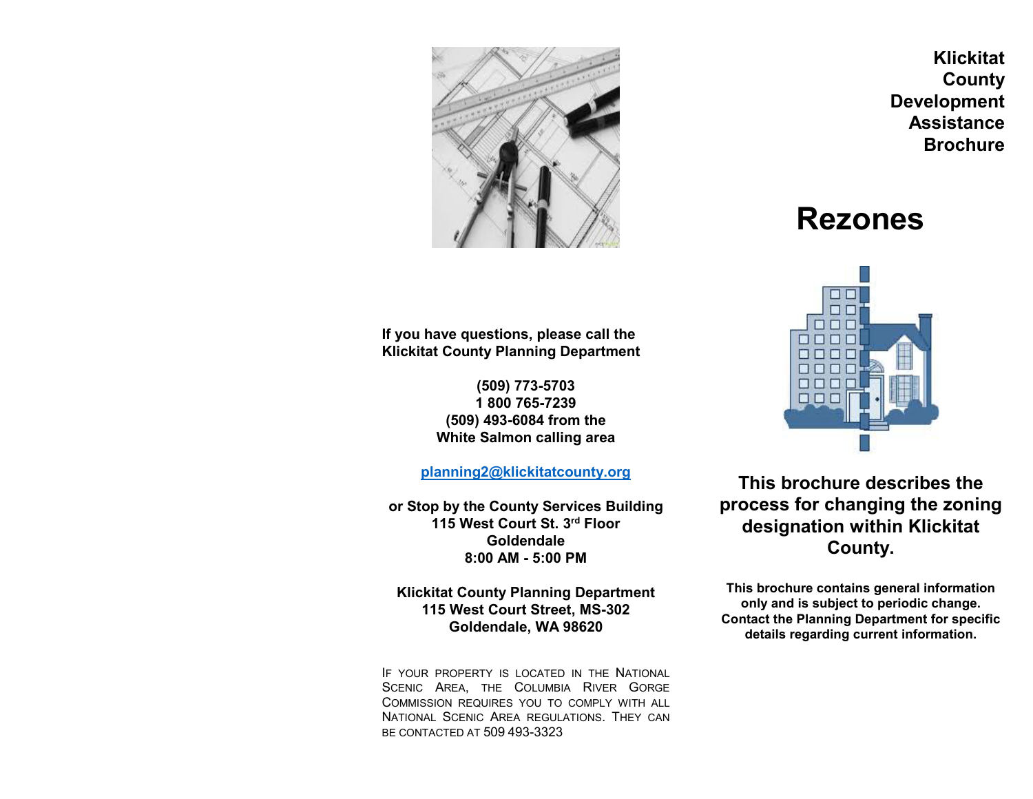If you have questions, please call the Klickitat County Planning Department

(509) 773-5703
1 800 765-7239
(509) 493-6084 from the White Salmon calling area

planning2@klickitatcounty.org

or Stop by the County Services Building
115 West Court St. 3rd Floor
Goldendale
8:00 AM - 5:00 PM

Klickitat County Planning Department
115 West Court Street, MS-302
Goldendale, WA 98620

If your property is located in the National Scenic Area, the Columbia River Gorge Commission requires you to comply with all National Scenic Area regulations. They can be contacted at 509 493-3323

**Klickitat County Development Assistance Brochure**

# Rezones

**This brochure describes the process for changing the zoning designation within Klickitat County.**

**This brochure contains general information only and is subject to periodic change. Contact the Planning Department for specific details regarding current information.**